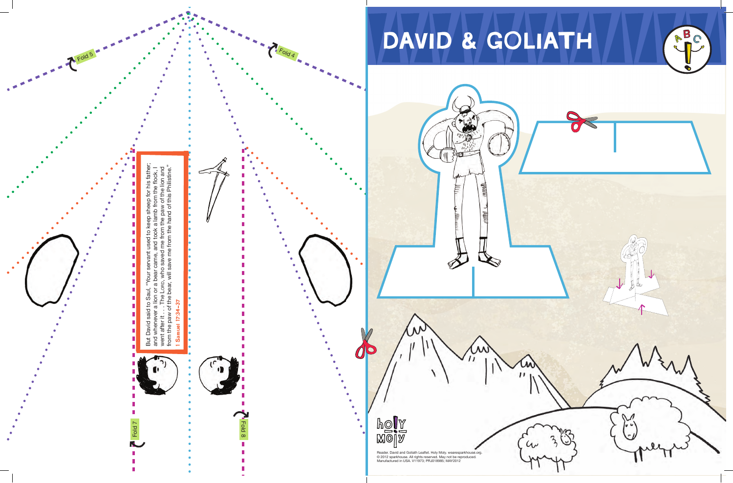# DAVID & GOLIATH

Fold 5

Fold 4

But David said to Saul, "Your servant used to keep sheep for his father; and whenever a lion or a bear came, and took a lamb from the flock, I went after it . . . The LORD, who saved me from the paw of the lion and from the paw of the bear, will save me from the hand of this Philistine."

**1 Samuel 17:34–37**

Fold 7

Fold 8

holy Moly

Reader. David and Goliath Leaflet. Holy Moly. wearesparkhouse.org.
© 2012 sparkhouse. All rights reserved. May not be reproduced.
Manufactured in USA. V11973; PRJ018985; MAY2012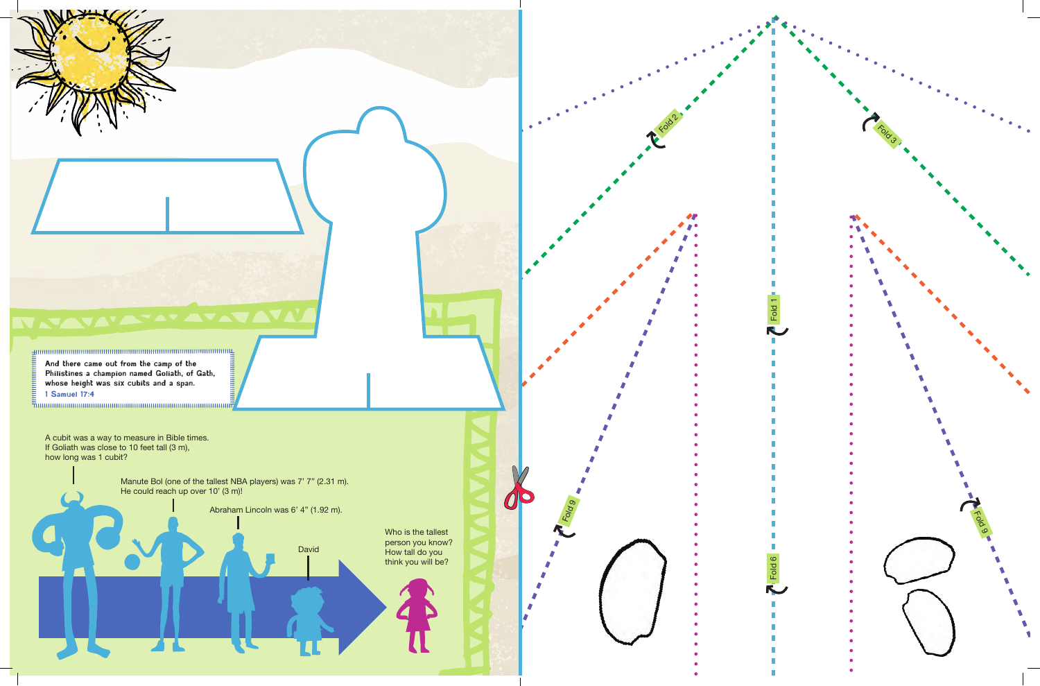And there came out from the camp of the Philistines a champion named Goliath, of Gath, whose height was six cubits and a span.
1 Samuel 17:4

A cubit was a way to measure in Bible times. If Goliath was close to 10 feet tall (3 m), how long was 1 cubit?

Manute Bol (one of the tallest NBA players) was 7' 7" (2.31 m). He could reach up over 10' (3 m)!

Abraham Lincoln was 6' 4" (1.92 m).

David

Who is the tallest person you know? How tall do you think you will be?

Fold 1

Fold 2

Fold 3

Fold 6

Fold 9

Fold 9